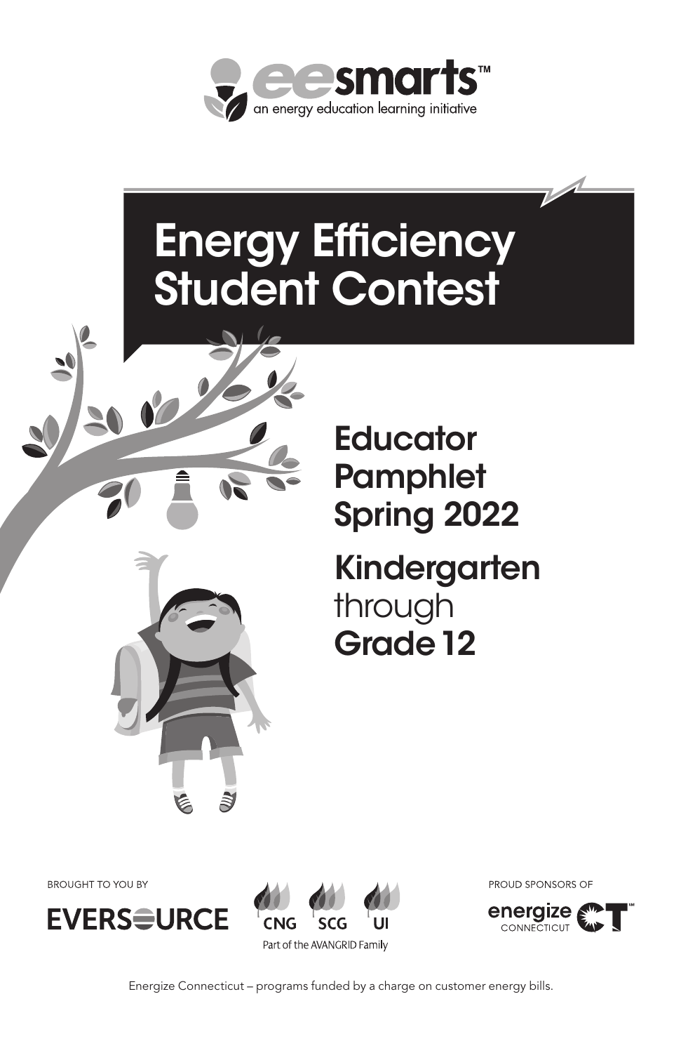eesmarts™
an energy education learning initiative

# Energy Efficiency Student Contest

## Educator Pamphlet Spring 2022

## Kindergarten through Grade 12

BROUGHT TO YOU BY

EVERSOURCE

CNG SCG UI
Part of the AVANGRID Family

PROUD SPONSORS OF

energize CONNECTICUT

Energize Connecticut – programs funded by a charge on customer energy bills.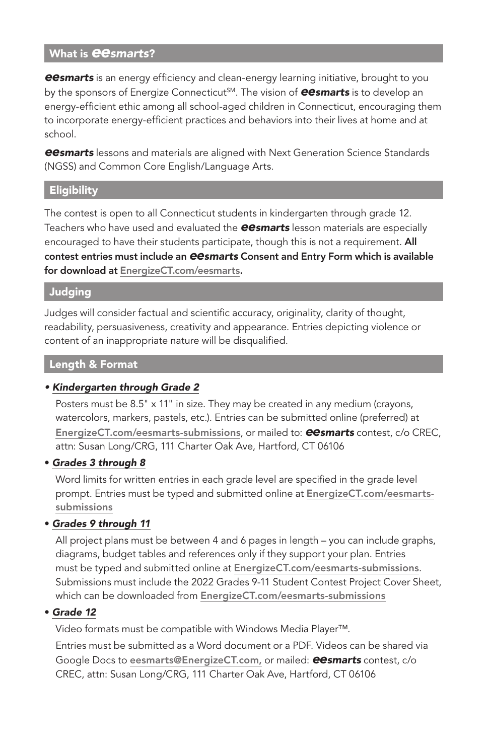## What is *eesmarts*?

***eesmarts*** is an energy efficiency and clean-energy learning initiative, brought to you by the sponsors of Energize Connecticut[SM]. The vision of ***eesmarts*** is to develop an energy-efficient ethic among all school-aged children in Connecticut, encouraging them to incorporate energy-efficient practices and behaviors into their lives at home and at school.

***eesmarts*** lessons and materials are aligned with Next Generation Science Standards (NGSS) and Common Core English/Language Arts.

## Eligibility

The contest is open to all Connecticut students in kindergarten through grade 12. Teachers who have used and evaluated the ***eesmarts*** lesson materials are especially encouraged to have their students participate, though this is not a requirement. **All contest entries must include an *eesmarts* Consent and Entry Form which is available for download at EnergizeCT.com/eesmarts.**

## Judging

Judges will consider factual and scientific accuracy, originality, clarity of thought, readability, persuasiveness, creativity and appearance. Entries depicting violence or content of an inappropriate nature will be disqualified.

## Length & Format

- ***Kindergarten through Grade 2***

  Posters must be 8.5" x 11" in size. They may be created in any medium (crayons, watercolors, markers, pastels, etc.). Entries can be submitted online (preferred) at EnergizeCT.com/eesmarts-submissions, or mailed to: ***eesmarts*** contest, c/o CREC, attn: Susan Long/CRG, 111 Charter Oak Ave, Hartford, CT 06106

- ***Grades 3 through 8***

  Word limits for written entries in each grade level are specified in the grade level prompt. Entries must be typed and submitted online at EnergizeCT.com/eesmarts-submissions

- ***Grades 9 through 11***

  All project plans must be between 4 and 6 pages in length – you can include graphs, diagrams, budget tables and references only if they support your plan. Entries must be typed and submitted online at EnergizeCT.com/eesmarts-submissions. Submissions must include the 2022 Grades 9-11 Student Contest Project Cover Sheet, which can be downloaded from EnergizeCT.com/eesmarts-submissions

- ***Grade 12***

  Video formats must be compatible with Windows Media Player™.

  Entries must be submitted as a Word document or a PDF. Videos can be shared via Google Docs to eesmarts@EnergizeCT.com, or mailed: ***eesmarts*** contest, c/o CREC, attn: Susan Long/CRG, 111 Charter Oak Ave, Hartford, CT 06106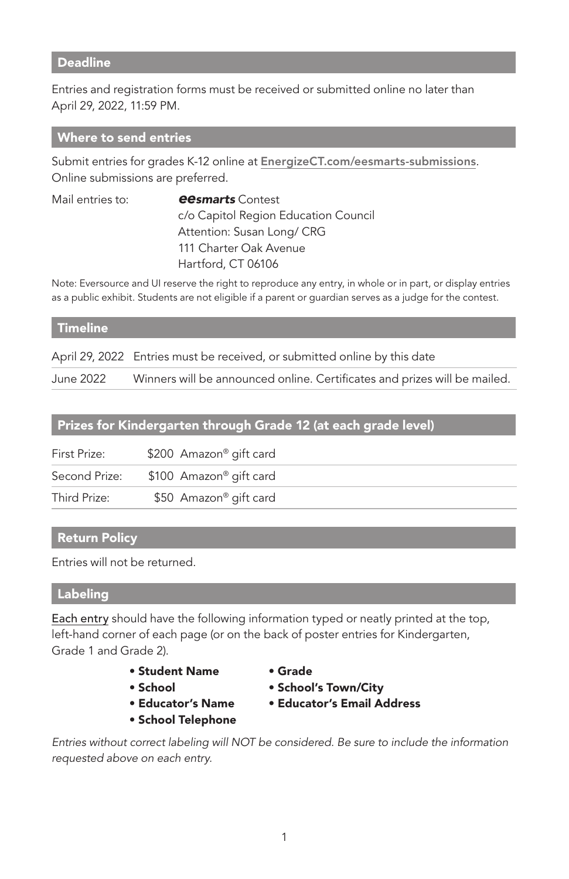## Deadline

Entries and registration forms must be received or submitted online no later than April 29, 2022, 11:59 PM.

## Where to send entries

Submit entries for grades K-12 online at EnergizeCT.com/eesmarts-submissions. Online submissions are preferred.

Mail entries to:

***eesmarts*** Contest
c/o Capitol Region Education Council
Attention: Susan Long/ CRG
111 Charter Oak Avenue
Hartford, CT 06106

Note: Eversource and UI reserve the right to reproduce any entry, in whole or in part, or display entries as a public exhibit. Students are not eligible if a parent or guardian serves as a judge for the contest.

## Timeline

| | |
|---|---|
| April 29, 2022 | Entries must be received, or submitted online by this date |
| June 2022 | Winners will be announced online. Certificates and prizes will be mailed. |

## Prizes for Kindergarten through Grade 12 (at each grade level)

| | |
|---|---|
| First Prize: | \$200 Amazon® gift card |
| Second Prize: | \$100 Amazon® gift card |
| Third Prize: | \$50 Amazon® gift card |

## Return Policy

Entries will not be returned.

## Labeling

Each entry should have the following information typed or neatly printed at the top, left-hand corner of each page (or on the back of poster entries for Kindergarten, Grade 1 and Grade 2).

- **Student Name**
- **Grade**
- **School**
- **School's Town/City**
- **Educator's Name**
- **Educator's Email Address**
- **School Telephone**

*Entries without correct labeling will NOT be considered. Be sure to include the information requested above on each entry.*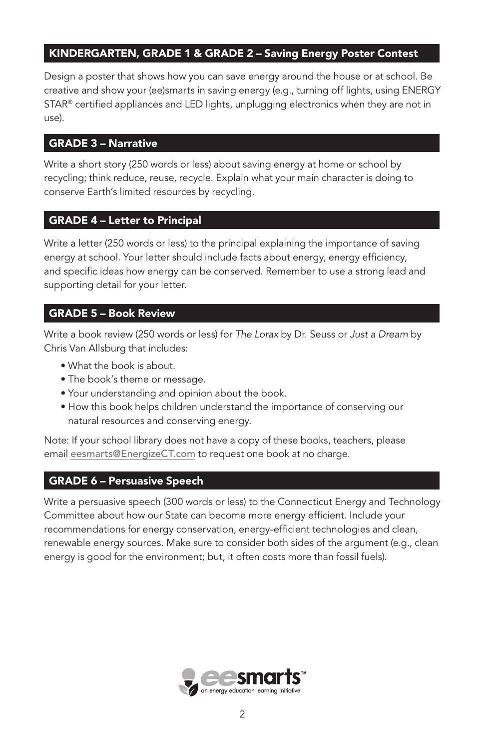## KINDERGARTEN, GRADE 1 & GRADE 2 – Saving Energy Poster Contest

Design a poster that shows how you can save energy around the house or at school. Be creative and show your (ee)smarts in saving energy (e.g., turning off lights, using ENERGY STAR® certified appliances and LED lights, unplugging electronics when they are not in use).

## GRADE 3 – Narrative

Write a short story (250 words or less) about saving energy at home or school by recycling; think reduce, reuse, recycle. Explain what your main character is doing to conserve Earth's limited resources by recycling.

## GRADE 4 – Letter to Principal

Write a letter (250 words or less) to the principal explaining the importance of saving energy at school. Your letter should include facts about energy, energy efficiency, and specific ideas how energy can be conserved. Remember to use a strong lead and supporting detail for your letter.

## GRADE 5 – Book Review

Write a book review (250 words or less) for *The Lorax* by Dr. Seuss or *Just a Dream* by Chris Van Allsburg that includes:

- What the book is about.
- The book's theme or message.
- Your understanding and opinion about the book.
- How this book helps children understand the importance of conserving our natural resources and conserving energy.

Note: If your school library does not have a copy of these books, teachers, please email eesmarts@EnergizeCT.com to request one book at no charge.

## GRADE 6 – Persuasive Speech

Write a persuasive speech (300 words or less) to the Connecticut Energy and Technology Committee about how our State can become more energy efficient. Include your recommendations for energy conservation, energy-efficient technologies and clean, renewable energy sources. Make sure to consider both sides of the argument (e.g., clean energy is good for the environment; but, it often costs more than fossil fuels).

eesmarts™
an energy education learning initiative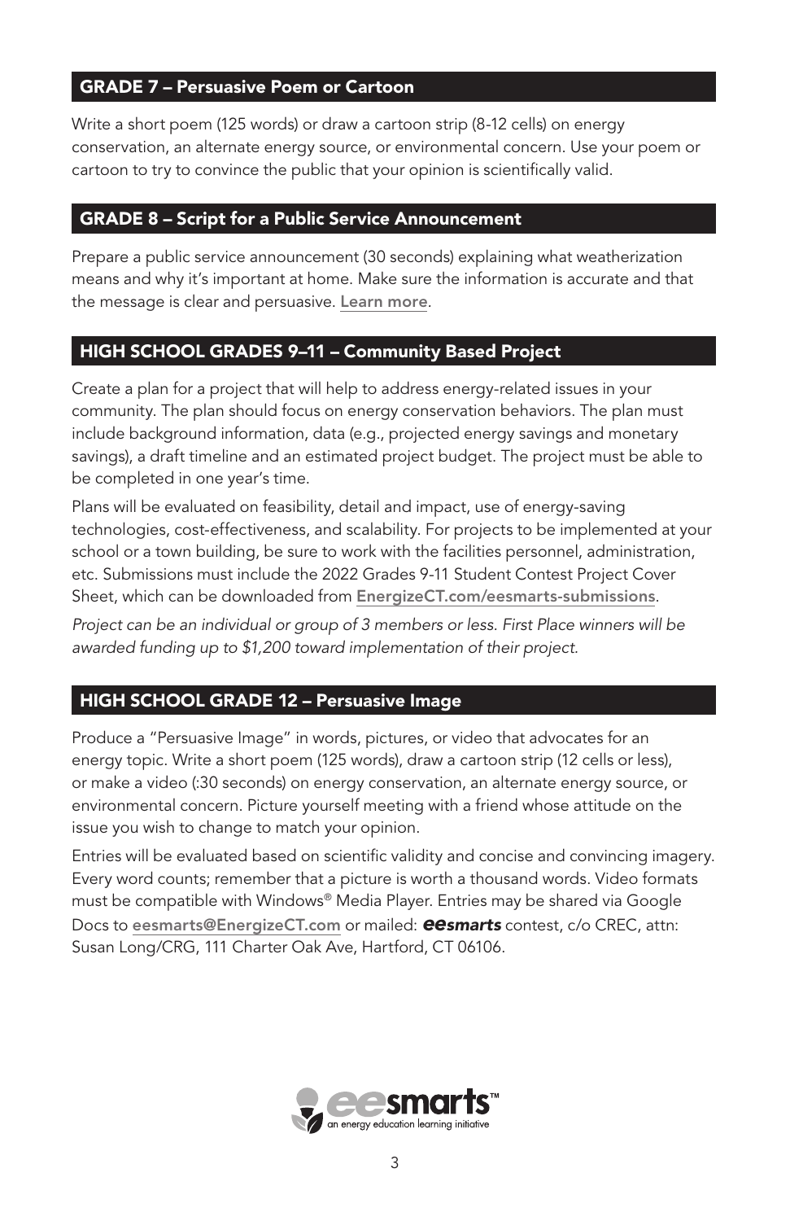## GRADE 7 – Persuasive Poem or Cartoon

Write a short poem (125 words) or draw a cartoon strip (8-12 cells) on energy conservation, an alternate energy source, or environmental concern. Use your poem or cartoon to try to convince the public that your opinion is scientifically valid.

## GRADE 8 – Script for a Public Service Announcement

Prepare a public service announcement (30 seconds) explaining what weatherization means and why it's important at home. Make sure the information is accurate and that the message is clear and persuasive. **Learn more**.

## HIGH SCHOOL GRADES 9–11 – Community Based Project

Create a plan for a project that will help to address energy-related issues in your community. The plan should focus on energy conservation behaviors. The plan must include background information, data (e.g., projected energy savings and monetary savings), a draft timeline and an estimated project budget. The project must be able to be completed in one year's time.

Plans will be evaluated on feasibility, detail and impact, use of energy-saving technologies, cost-effectiveness, and scalability. For projects to be implemented at your school or a town building, be sure to work with the facilities personnel, administration, etc. Submissions must include the 2022 Grades 9-11 Student Contest Project Cover Sheet, which can be downloaded from **EnergizeCT.com/eesmarts-submissions**.

*Project can be an individual or group of 3 members or less. First Place winners will be awarded funding up to $1,200 toward implementation of their project.*

## HIGH SCHOOL GRADE 12 – Persuasive Image

Produce a "Persuasive Image" in words, pictures, or video that advocates for an energy topic. Write a short poem (125 words), draw a cartoon strip (12 cells or less), or make a video (:30 seconds) on energy conservation, an alternate energy source, or environmental concern. Picture yourself meeting with a friend whose attitude on the issue you wish to change to match your opinion.

Entries will be evaluated based on scientific validity and concise and convincing imagery. Every word counts; remember that a picture is worth a thousand words. Video formats must be compatible with Windows® Media Player. Entries may be shared via Google Docs to **eesmarts@EnergizeCT.com** or mailed: ***eesmarts*** contest, c/o CREC, attn: Susan Long/CRG, 111 Charter Oak Ave, Hartford, CT 06106.

eesmarts™ an energy education learning initiative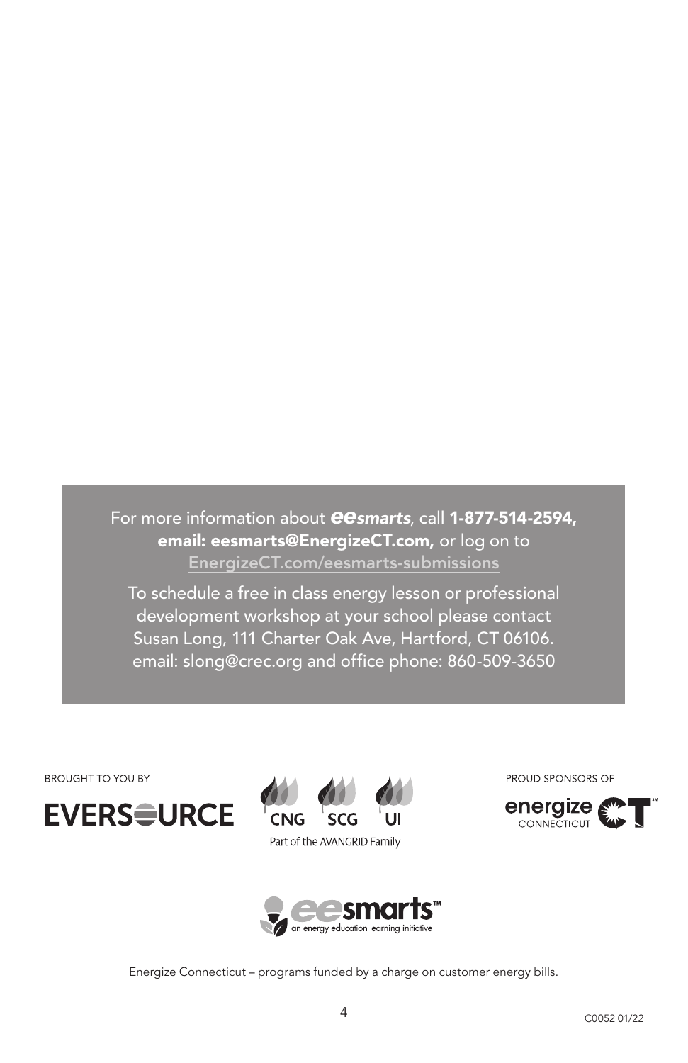For more information about ***eesmarts***, call **1-877-514-2594, email: eesmarts@EnergizeCT.com,** or log on to **EnergizeCT.com/eesmarts-submissions**

To schedule a free in class energy lesson or professional development workshop at your school please contact Susan Long, 111 Charter Oak Ave, Hartford, CT 06106. email: slong@crec.org and office phone: 860-509-3650

BROUGHT TO YOU BY

EVERSOURCE

CNG SCG UI

Part of the AVANGRID Family

PROUD SPONSORS OF

energize CONNECTICUT CT℠

eesmarts™ an energy education learning initiative

Energize Connecticut – programs funded by a charge on customer energy bills.

C0052 01/22